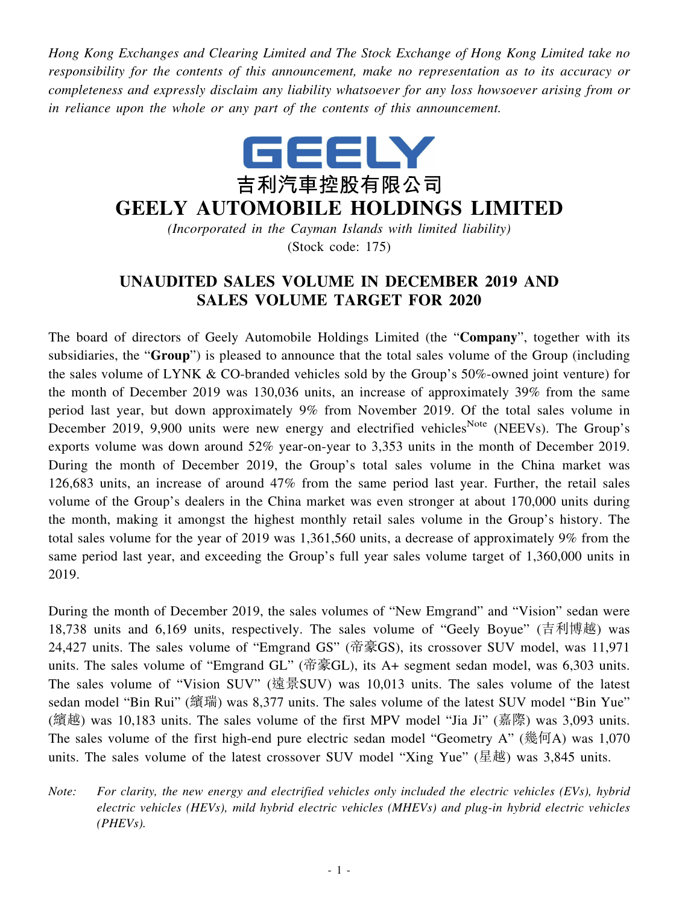*Hong Kong Exchanges and Clearing Limited and The Stock Exchange of Hong Kong Limited take no responsibility for the contents of this announcement, make no representation as to its accuracy or completeness and expressly disclaim any liability whatsoever for any loss howsoever arising from or in reliance upon the whole or any part of the contents of this announcement.*

GEELY

吉利汽車控股有限公司

# GEELY AUTOMOBILE HOLDINGS LIMITED

*(Incorporated in the Cayman Islands with limited liability)*

(Stock code: 175)

## UNAUDITED SALES VOLUME IN DECEMBER 2019 AND SALES VOLUME TARGET FOR 2020

The board of directors of Geely Automobile Holdings Limited (the "**Company**", together with its subsidiaries, the "**Group**") is pleased to announce that the total sales volume of the Group (including the sales volume of LYNK & CO-branded vehicles sold by the Group's 50%-owned joint venture) for the month of December 2019 was 130,036 units, an increase of approximately 39% from the same period last year, but down approximately 9% from November 2019. Of the total sales volume in December 2019, 9,900 units were new energy and electrified vehicles[Note] (NEEVs). The Group's exports volume was down around 52% year-on-year to 3,353 units in the month of December 2019. During the month of December 2019, the Group's total sales volume in the China market was 126,683 units, an increase of around 47% from the same period last year. Further, the retail sales volume of the Group's dealers in the China market was even stronger at about 170,000 units during the month, making it amongst the highest monthly retail sales volume in the Group's history. The total sales volume for the year of 2019 was 1,361,560 units, a decrease of approximately 9% from the same period last year, and exceeding the Group's full year sales volume target of 1,360,000 units in 2019.

During the month of December 2019, the sales volumes of "New Emgrand" and "Vision" sedan were 18,738 units and 6,169 units, respectively. The sales volume of "Geely Boyue" (吉利博越) was 24,427 units. The sales volume of "Emgrand GS" (帝豪GS), its crossover SUV model, was 11,971 units. The sales volume of "Emgrand GL" (帝豪GL), its A+ segment sedan model, was 6,303 units. The sales volume of "Vision SUV" (遠景SUV) was 10,013 units. The sales volume of the latest sedan model "Bin Rui" (繽瑞) was 8,377 units. The sales volume of the latest SUV model "Bin Yue" (繽越) was 10,183 units. The sales volume of the first MPV model "Jia Ji" (嘉際) was 3,093 units. The sales volume of the first high-end pure electric sedan model "Geometry A" (幾何A) was 1,070 units. The sales volume of the latest crossover SUV model "Xing Yue" (星越) was 3,845 units.

*Note: For clarity, the new energy and electrified vehicles only included the electric vehicles (EVs), hybrid electric vehicles (HEVs), mild hybrid electric vehicles (MHEVs) and plug-in hybrid electric vehicles (PHEVs).*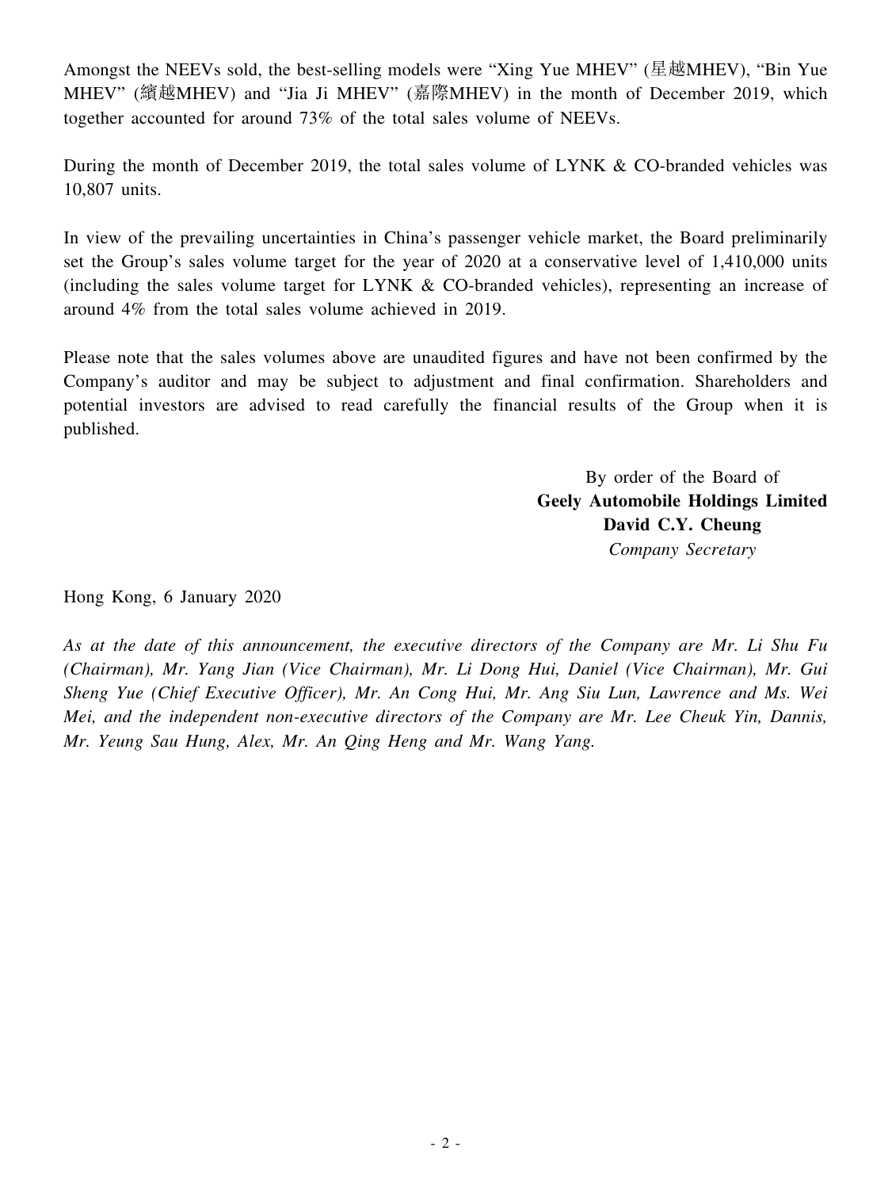Amongst the NEEVs sold, the best-selling models were “Xing Yue MHEV” (星越MHEV), “Bin Yue MHEV” (繽越MHEV) and “Jia Ji MHEV” (嘉際MHEV) in the month of December 2019, which together accounted for around 73% of the total sales volume of NEEVs.

During the month of December 2019, the total sales volume of LYNK & CO-branded vehicles was 10,807 units.

In view of the prevailing uncertainties in China’s passenger vehicle market, the Board preliminarily set the Group’s sales volume target for the year of 2020 at a conservative level of 1,410,000 units (including the sales volume target for LYNK & CO-branded vehicles), representing an increase of around 4% from the total sales volume achieved in 2019.

Please note that the sales volumes above are unaudited figures and have not been confirmed by the Company’s auditor and may be subject to adjustment and final confirmation. Shareholders and potential investors are advised to read carefully the financial results of the Group when it is published.

By order of the Board of
**Geely Automobile Holdings Limited**
**David C.Y. Cheung**
*Company Secretary*

Hong Kong, 6 January 2020

*As at the date of this announcement, the executive directors of the Company are Mr. Li Shu Fu (Chairman), Mr. Yang Jian (Vice Chairman), Mr. Li Dong Hui, Daniel (Vice Chairman), Mr. Gui Sheng Yue (Chief Executive Officer), Mr. An Cong Hui, Mr. Ang Siu Lun, Lawrence and Ms. Wei Mei, and the independent non-executive directors of the Company are Mr. Lee Cheuk Yin, Dannis, Mr. Yeung Sau Hung, Alex, Mr. An Qing Heng and Mr. Wang Yang.*